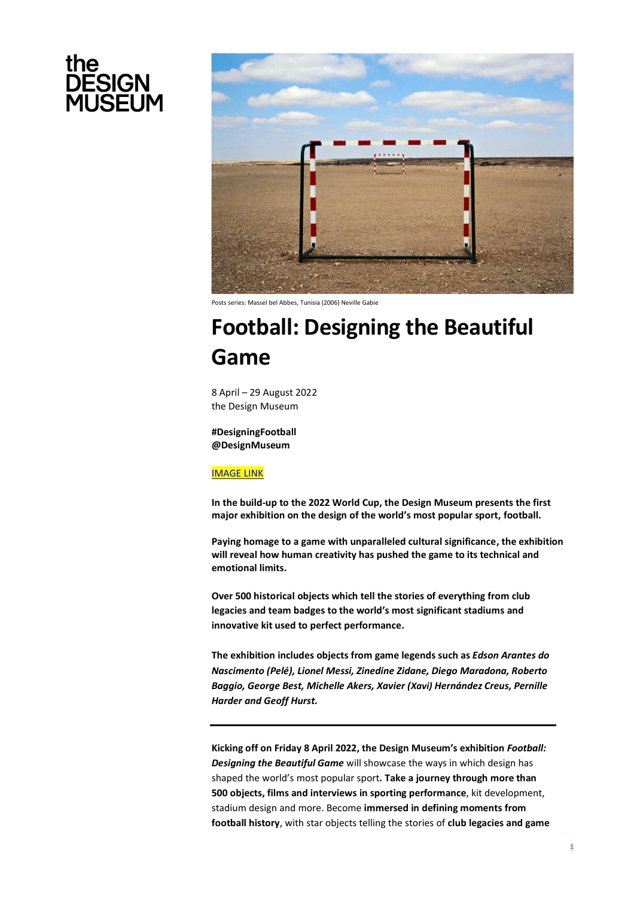the DESIGN MUSEUM

Posts series: Massel bel Abbes, Tunisia (2006) Neville Gabie

# Football: Designing the Beautiful Game

8 April – 29 August 2022
the Design Museum

**#DesigningFootball**
**@DesignMuseum**

IMAGE LINK

**In the build-up to the 2022 World Cup, the Design Museum presents the first major exhibition on the design of the world's most popular sport, football.**

**Paying homage to a game with unparalleled cultural significance, the exhibition will reveal how human creativity has pushed the game to its technical and emotional limits.**

**Over 500 historical objects which tell the stories of everything from club legacies and team badges to the world's most significant stadiums and innovative kit used to perfect performance.**

**The exhibition includes objects from game legends such as *Edson Arantes do Nascimento (Pelé), Lionel Messi, Zinedine Zidane, Diego Maradona, Roberto Baggio, George Best, Michelle Akers, Xavier (Xavi) Hernández Creus, Pernille Harder and Geoff Hurst.***

---

**Kicking off on Friday 8 April 2022, the Design Museum's exhibition *Football: Designing the Beautiful Game*** will showcase the ways in which design has shaped the world's most popular sport**. Take a journey through more than 500 objects, films and interviews in sporting performance**, kit development, stadium design and more. Become **immersed in defining moments from football history**, with star objects telling the stories of **club legacies and game**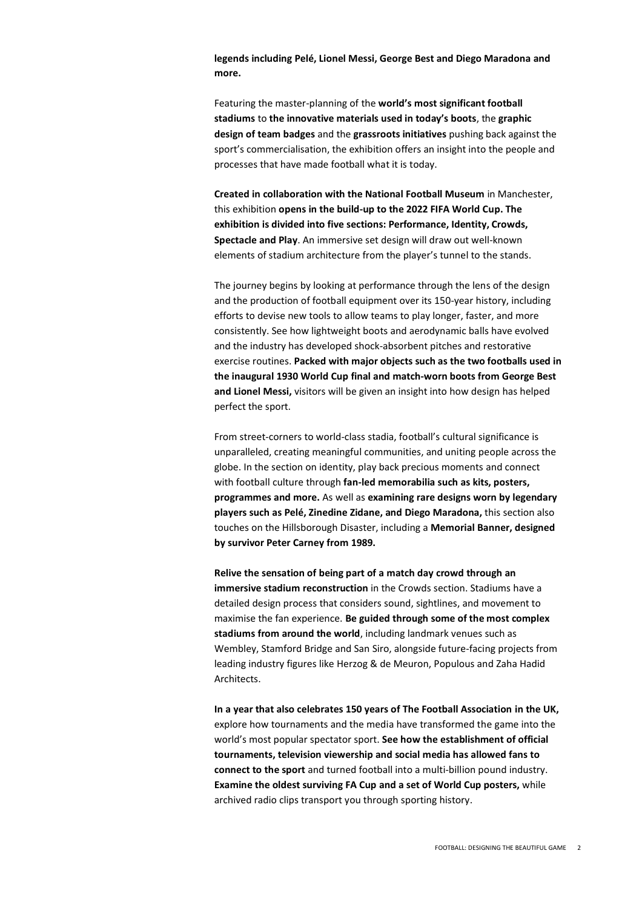**legends including Pelé, Lionel Messi, George Best and Diego Maradona and more.**

Featuring the master-planning of the **world's most significant football stadiums** to **the innovative materials used in today's boots**, the **graphic design of team badges** and the **grassroots initiatives** pushing back against the sport's commercialisation, the exhibition offers an insight into the people and processes that have made football what it is today.

**Created in collaboration with the National Football Museum** in Manchester, this exhibition **opens in the build-up to the 2022 FIFA World Cup. The exhibition is divided into five sections: Performance, Identity, Crowds, Spectacle and Play**. An immersive set design will draw out well-known elements of stadium architecture from the player's tunnel to the stands.

The journey begins by looking at performance through the lens of the design and the production of football equipment over its 150-year history, including efforts to devise new tools to allow teams to play longer, faster, and more consistently. See how lightweight boots and aerodynamic balls have evolved and the industry has developed shock-absorbent pitches and restorative exercise routines. **Packed with major objects such as the two footballs used in the inaugural 1930 World Cup final and match-worn boots from George Best and Lionel Messi,** visitors will be given an insight into how design has helped perfect the sport.

From street-corners to world-class stadia, football's cultural significance is unparalleled, creating meaningful communities, and uniting people across the globe. In the section on identity, play back precious moments and connect with football culture through **fan-led memorabilia such as kits, posters, programmes and more.** As well as **examining rare designs worn by legendary players such as Pelé, Zinedine Zidane, and Diego Maradona,** this section also touches on the Hillsborough Disaster, including a **Memorial Banner, designed by survivor Peter Carney from 1989.**

**Relive the sensation of being part of a match day crowd through an immersive stadium reconstruction** in the Crowds section. Stadiums have a detailed design process that considers sound, sightlines, and movement to maximise the fan experience. **Be guided through some of the most complex stadiums from around the world**, including landmark venues such as Wembley, Stamford Bridge and San Siro, alongside future-facing projects from leading industry figures like Herzog & de Meuron, Populous and Zaha Hadid Architects.

**In a year that also celebrates 150 years of The Football Association in the UK,** explore how tournaments and the media have transformed the game into the world's most popular spectator sport. **See how the establishment of official tournaments, television viewership and social media has allowed fans to connect to the sport** and turned football into a multi-billion pound industry. **Examine the oldest surviving FA Cup and a set of World Cup posters,** while archived radio clips transport you through sporting history.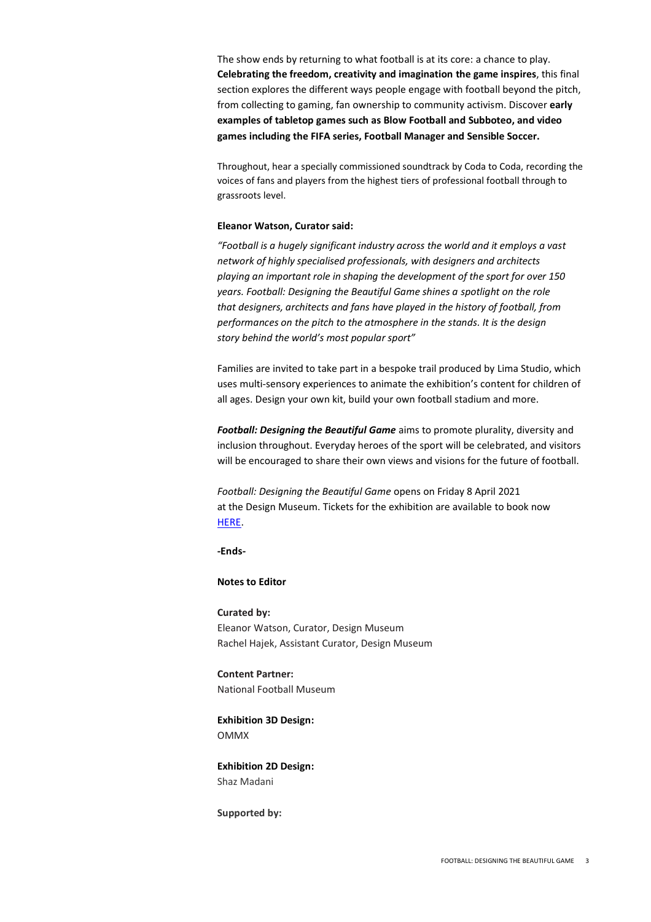The show ends by returning to what football is at its core: a chance to play. **Celebrating the freedom, creativity and imagination the game inspires**, this final section explores the different ways people engage with football beyond the pitch, from collecting to gaming, fan ownership to community activism. Discover **early examples of tabletop games such as Blow Football and Subboteo, and video games including the FIFA series, Football Manager and Sensible Soccer.**

Throughout, hear a specially commissioned soundtrack by Coda to Coda, recording the voices of fans and players from the highest tiers of professional football through to grassroots level.

**Eleanor Watson, Curator said:**

*"Football is a hugely significant industry across the world and it employs a vast network of highly specialised professionals, with designers and architects playing an important role in shaping the development of the sport for over 150 years. Football: Designing the Beautiful Game shines a spotlight on the role that designers, architects and fans have played in the history of football, from performances on the pitch to the atmosphere in the stands. It is the design story behind the world's most popular sport"*

Families are invited to take part in a bespoke trail produced by Lima Studio, which uses multi-sensory experiences to animate the exhibition's content for children of all ages. Design your own kit, build your own football stadium and more.

***Football: Designing the Beautiful Game*** aims to promote plurality, diversity and inclusion throughout. Everyday heroes of the sport will be celebrated, and visitors will be encouraged to share their own views and visions for the future of football.

*Football: Designing the Beautiful Game* opens on Friday 8 April 2021 at the Design Museum. Tickets for the exhibition are available to book now HERE.

**-Ends-**

**Notes to Editor**

**Curated by:**
Eleanor Watson, Curator, Design Museum
Rachel Hajek, Assistant Curator, Design Museum

**Content Partner:**
National Football Museum

**Exhibition 3D Design:**
OMMX

**Exhibition 2D Design:**
Shaz Madani

**Supported by:**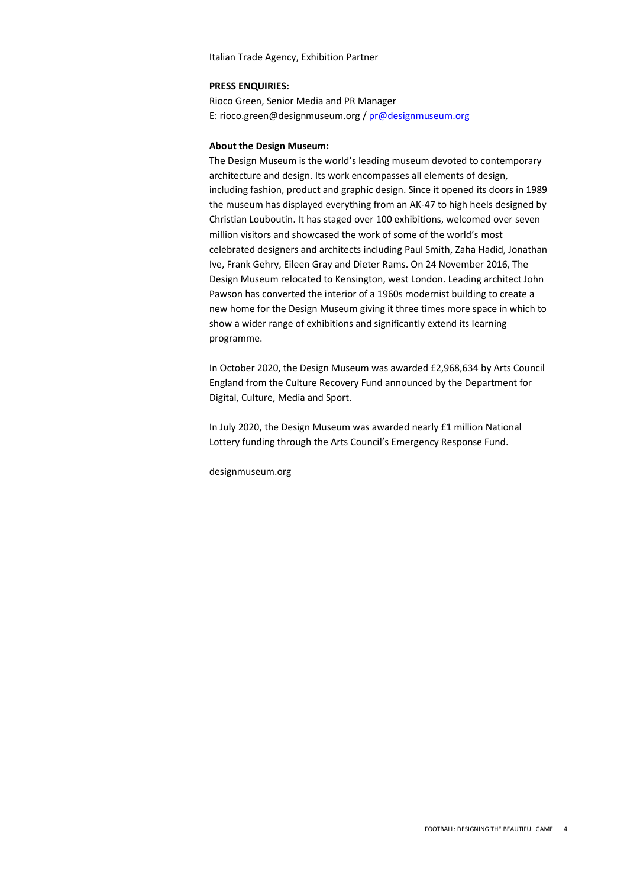Italian Trade Agency, Exhibition Partner

**PRESS ENQUIRIES:**

Rioco Green, Senior Media and PR Manager
E: rioco.green@designmuseum.org / pr@designmuseum.org

**About the Design Museum:**

The Design Museum is the world's leading museum devoted to contemporary architecture and design. Its work encompasses all elements of design, including fashion, product and graphic design. Since it opened its doors in 1989 the museum has displayed everything from an AK-47 to high heels designed by Christian Louboutin. It has staged over 100 exhibitions, welcomed over seven million visitors and showcased the work of some of the world's most celebrated designers and architects including Paul Smith, Zaha Hadid, Jonathan Ive, Frank Gehry, Eileen Gray and Dieter Rams. On 24 November 2016, The Design Museum relocated to Kensington, west London. Leading architect John Pawson has converted the interior of a 1960s modernist building to create a new home for the Design Museum giving it three times more space in which to show a wider range of exhibitions and significantly extend its learning programme.

In October 2020, the Design Museum was awarded £2,968,634 by Arts Council England from the Culture Recovery Fund announced by the Department for Digital, Culture, Media and Sport.

In July 2020, the Design Museum was awarded nearly £1 million National Lottery funding through the Arts Council's Emergency Response Fund.

designmuseum.org